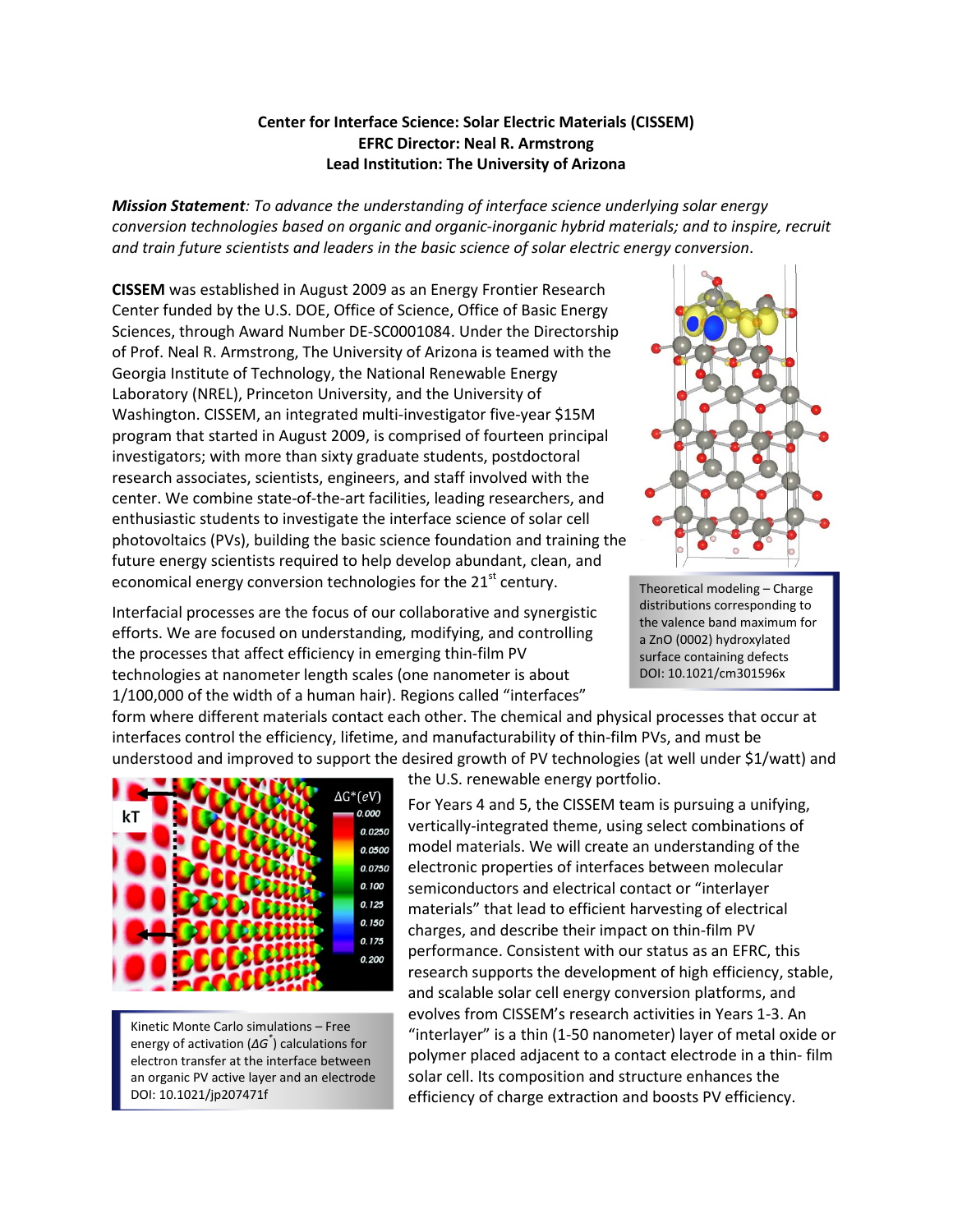**Center for Interface Science: Solar Electric Materials (CISSEM)**
**EFRC Director: Neal R. Armstrong**
**Lead Institution: The University of Arizona**

***Mission Statement**: To advance the understanding of interface science underlying solar energy conversion technologies based on organic and organic-inorganic hybrid materials; and to inspire, recruit and train future scientists and leaders in the basic science of solar electric energy conversion*.

**CISSEM** was established in August 2009 as an Energy Frontier Research Center funded by the U.S. DOE, Office of Science, Office of Basic Energy Sciences, through Award Number DE-SC0001084. Under the Directorship of Prof. Neal R. Armstrong, The University of Arizona is teamed with the Georgia Institute of Technology, the National Renewable Energy Laboratory (NREL), Princeton University, and the University of Washington. CISSEM, an integrated multi-investigator five-year $15M program that started in August 2009, is comprised of fourteen principal investigators; with more than sixty graduate students, postdoctoral research associates, scientists, engineers, and staff involved with the center. We combine state-of-the-art facilities, leading researchers, and enthusiastic students to investigate the interface science of solar cell photovoltaics (PVs), building the basic science foundation and training the future energy scientists required to help develop abundant, clean, and economical energy conversion technologies for the 21st century.

Theoretical modeling – Charge distributions corresponding to the valence band maximum for a ZnO (0002) hydroxylated surface containing defects DOI: 10.1021/cm301596x

Interfacial processes are the focus of our collaborative and synergistic efforts. We are focused on understanding, modifying, and controlling the processes that affect efficiency in emerging thin-film PV technologies at nanometer length scales (one nanometer is about 1/100,000 of the width of a human hair). Regions called "interfaces" form where different materials contact each other. The chemical and physical processes that occur at interfaces control the efficiency, lifetime, and manufacturability of thin-film PVs, and must be understood and improved to support the desired growth of PV technologies (at well under $1/watt) and the U.S. renewable energy portfolio.

Kinetic Monte Carlo simulations – Free energy of activation ($\Delta G^*$) calculations for electron transfer at the interface between an organic PV active layer and an electrode DOI: 10.1021/jp207471f

For Years 4 and 5, the CISSEM team is pursuing a unifying, vertically-integrated theme, using select combinations of model materials. We will create an understanding of the electronic properties of interfaces between molecular semiconductors and electrical contact or "interlayer materials" that lead to efficient harvesting of electrical charges, and describe their impact on thin-film PV performance. Consistent with our status as an EFRC, this research supports the development of high efficiency, stable, and scalable solar cell energy conversion platforms, and evolves from CISSEM's research activities in Years 1-3. An "interlayer" is a thin (1-50 nanometer) layer of metal oxide or polymer placed adjacent to a contact electrode in a thin- film solar cell. Its composition and structure enhances the efficiency of charge extraction and boosts PV efficiency.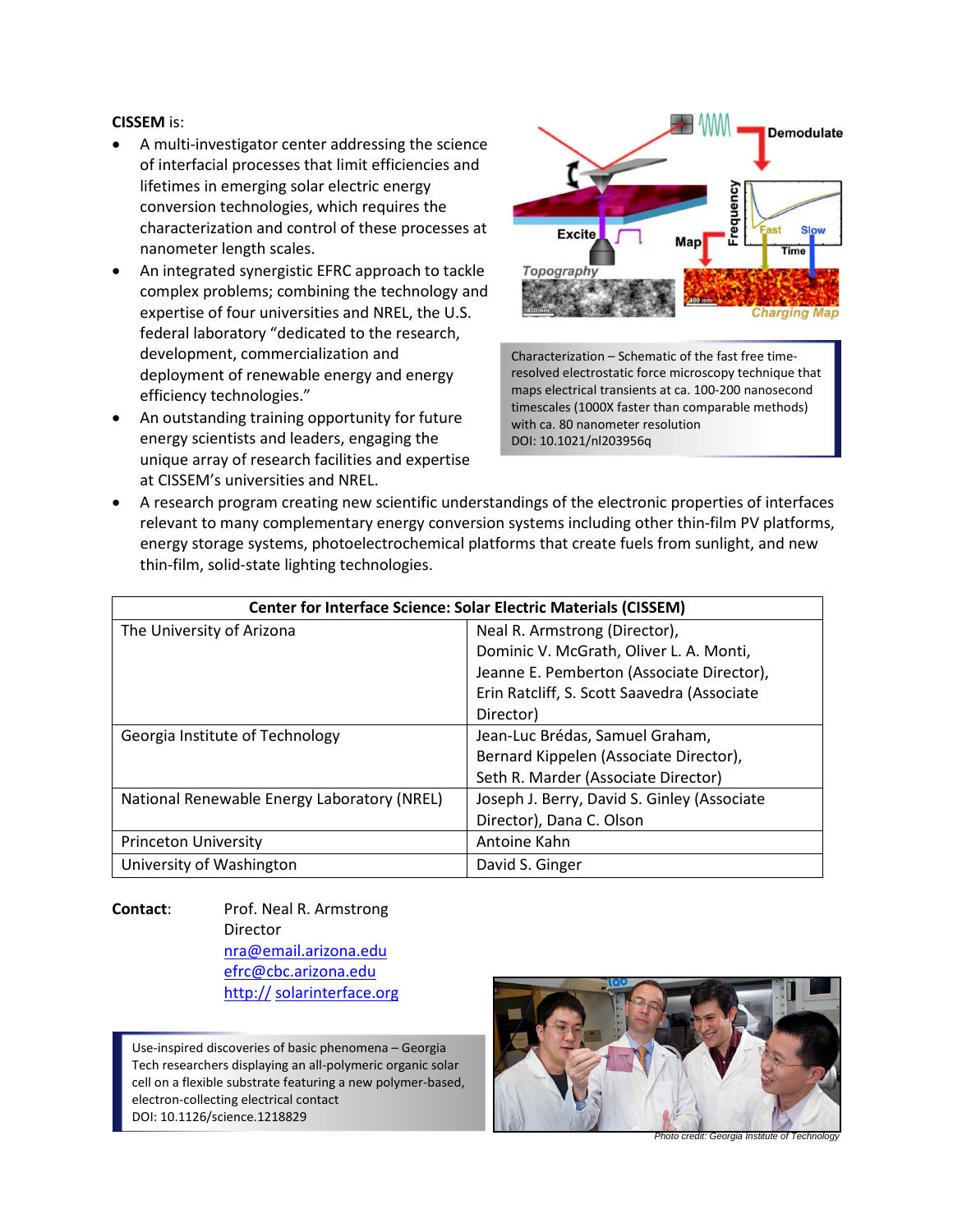**CISSEM** is:

- A multi-investigator center addressing the science of interfacial processes that limit efficiencies and lifetimes in emerging solar electric energy conversion technologies, which requires the characterization and control of these processes at nanometer length scales.
- An integrated synergistic EFRC approach to tackle complex problems; combining the technology and expertise of four universities and NREL, the U.S. federal laboratory "dedicated to the research, development, commercialization and deployment of renewable energy and energy efficiency technologies."
- An outstanding training opportunity for future energy scientists and leaders, engaging the unique array of research facilities and expertise at CISSEM's universities and NREL.
- A research program creating new scientific understandings of the electronic properties of interfaces relevant to many complementary energy conversion systems including other thin-film PV platforms, energy storage systems, photoelectrochemical platforms that create fuels from sunlight, and new thin-film, solid-state lighting technologies.

Demodulate
Excite
Map
Frequency
Fast
Slow
Time
Topography
400 nm
400 nm
Charging Map

Characterization – Schematic of the fast free time-resolved electrostatic force microscopy technique that maps electrical transients at ca. 100-200 nanosecond timescales (1000X faster than comparable methods) with ca. 80 nanometer resolution
DOI: 10.1021/nl203956q

| Center for Interface Science: Solar Electric Materials (CISSEM) | |
|---|---|
| The University of Arizona | Neal R. Armstrong (Director), Dominic V. McGrath, Oliver L. A. Monti, Jeanne E. Pemberton (Associate Director), Erin Ratcliff, S. Scott Saavedra (Associate Director) |
| Georgia Institute of Technology | Jean-Luc Brédas, Samuel Graham, Bernard Kippelen (Associate Director), Seth R. Marder (Associate Director) |
| National Renewable Energy Laboratory (NREL) | Joseph J. Berry, David S. Ginley (Associate Director), Dana C. Olson |
| Princeton University | Antoine Kahn |
| University of Washington | David S. Ginger |

**Contact**: Prof. Neal R. Armstrong
Director
nra@email.arizona.edu
efrc@cbc.arizona.edu
http:// solarinterface.org

Use-inspired discoveries of basic phenomena – Georgia Tech researchers displaying an all-polymeric organic solar cell on a flexible substrate featuring a new polymer-based, electron-collecting electrical contact
DOI: 10.1126/science.1218829

*Photo credit: Georgia Institute of Technology*